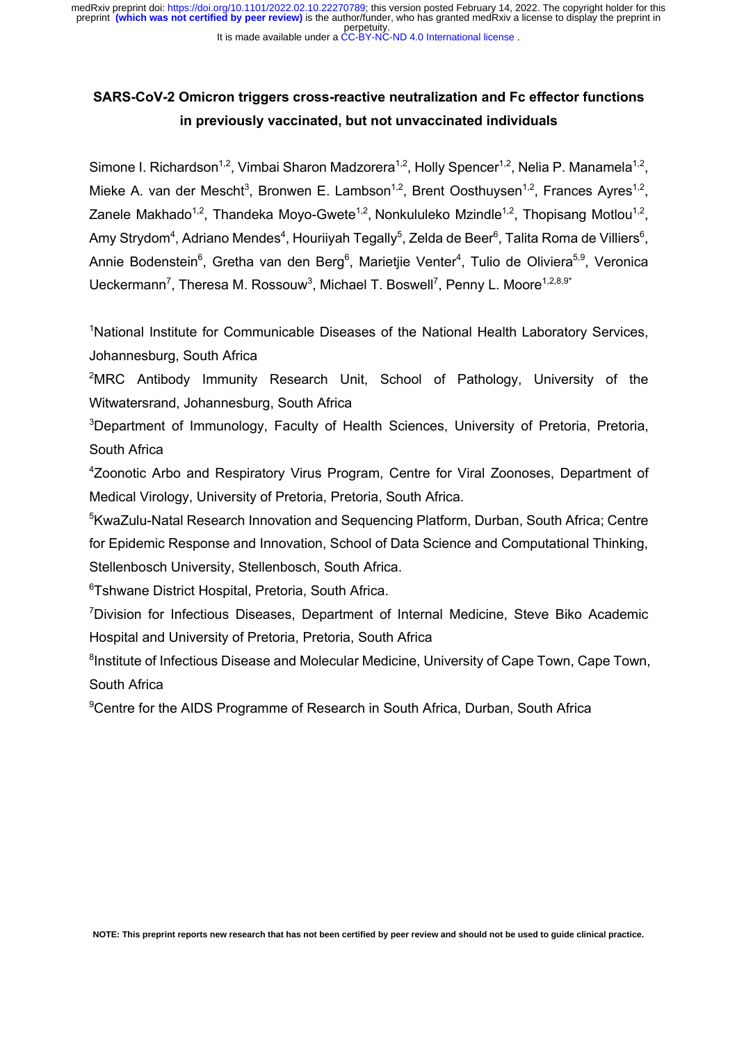**SARS-CoV-2 Omicron triggers cross-reactive neutralization and Fc effector functions in previously vaccinated, but not unvaccinated individuals**

Simone I. Richardson[1,2], Vimbai Sharon Madzorera[1,2], Holly Spencer[1,2], Nelia P. Manamela[1,2], Mieke A. van der Mescht[3], Bronwen E. Lambson[1,2], Brent Oosthuysen[1,2], Frances Ayres[1,2], Zanele Makhado[1,2], Thandeka Moyo-Gwete[1,2], Nonkululeko Mzindle[1,2], Thopisang Motlou[1,2], Amy Strydom[4], Adriano Mendes[4], Houriiyah Tegally[5], Zelda de Beer[6], Talita Roma de Villiers[6], Annie Bodenstein[6], Gretha van den Berg[6], Marietjie Venter[4], Tulio de Oliviera[5,9], Veronica Ueckermann[7], Theresa M. Rossouw[3], Michael T. Boswell[7], Penny L. Moore[1,2,8,9*]

[1]National Institute for Communicable Diseases of the National Health Laboratory Services, Johannesburg, South Africa

[2]MRC Antibody Immunity Research Unit, School of Pathology, University of the Witwatersrand, Johannesburg, South Africa

[3]Department of Immunology, Faculty of Health Sciences, University of Pretoria, Pretoria, South Africa

[4]Zoonotic Arbo and Respiratory Virus Program, Centre for Viral Zoonoses, Department of Medical Virology, University of Pretoria, Pretoria, South Africa.

[5]KwaZulu-Natal Research Innovation and Sequencing Platform, Durban, South Africa; Centre for Epidemic Response and Innovation, School of Data Science and Computational Thinking, Stellenbosch University, Stellenbosch, South Africa.

[6]Tshwane District Hospital, Pretoria, South Africa.

[7]Division for Infectious Diseases, Department of Internal Medicine, Steve Biko Academic Hospital and University of Pretoria, Pretoria, South Africa

[8]Institute of Infectious Disease and Molecular Medicine, University of Cape Town, Cape Town, South Africa

[9]Centre for the AIDS Programme of Research in South Africa, Durban, South Africa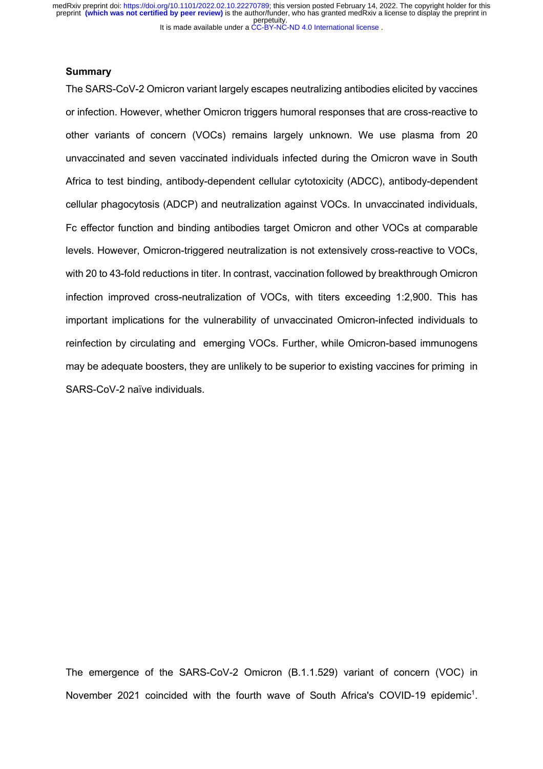## Summary

The SARS-CoV-2 Omicron variant largely escapes neutralizing antibodies elicited by vaccines or infection. However, whether Omicron triggers humoral responses that are cross-reactive to other variants of concern (VOCs) remains largely unknown. We use plasma from 20 unvaccinated and seven vaccinated individuals infected during the Omicron wave in South Africa to test binding, antibody-dependent cellular cytotoxicity (ADCC), antibody-dependent cellular phagocytosis (ADCP) and neutralization against VOCs. In unvaccinated individuals, Fc effector function and binding antibodies target Omicron and other VOCs at comparable levels. However, Omicron-triggered neutralization is not extensively cross-reactive to VOCs, with 20 to 43-fold reductions in titer. In contrast, vaccination followed by breakthrough Omicron infection improved cross-neutralization of VOCs, with titers exceeding 1:2,900. This has important implications for the vulnerability of unvaccinated Omicron-infected individuals to reinfection by circulating and emerging VOCs. Further, while Omicron-based immunogens may be adequate boosters, they are unlikely to be superior to existing vaccines for priming in SARS-CoV-2 naïve individuals.

The emergence of the SARS-CoV-2 Omicron (B.1.1.529) variant of concern (VOC) in November 2021 coincided with the fourth wave of South Africa's COVID-19 epidemic[1].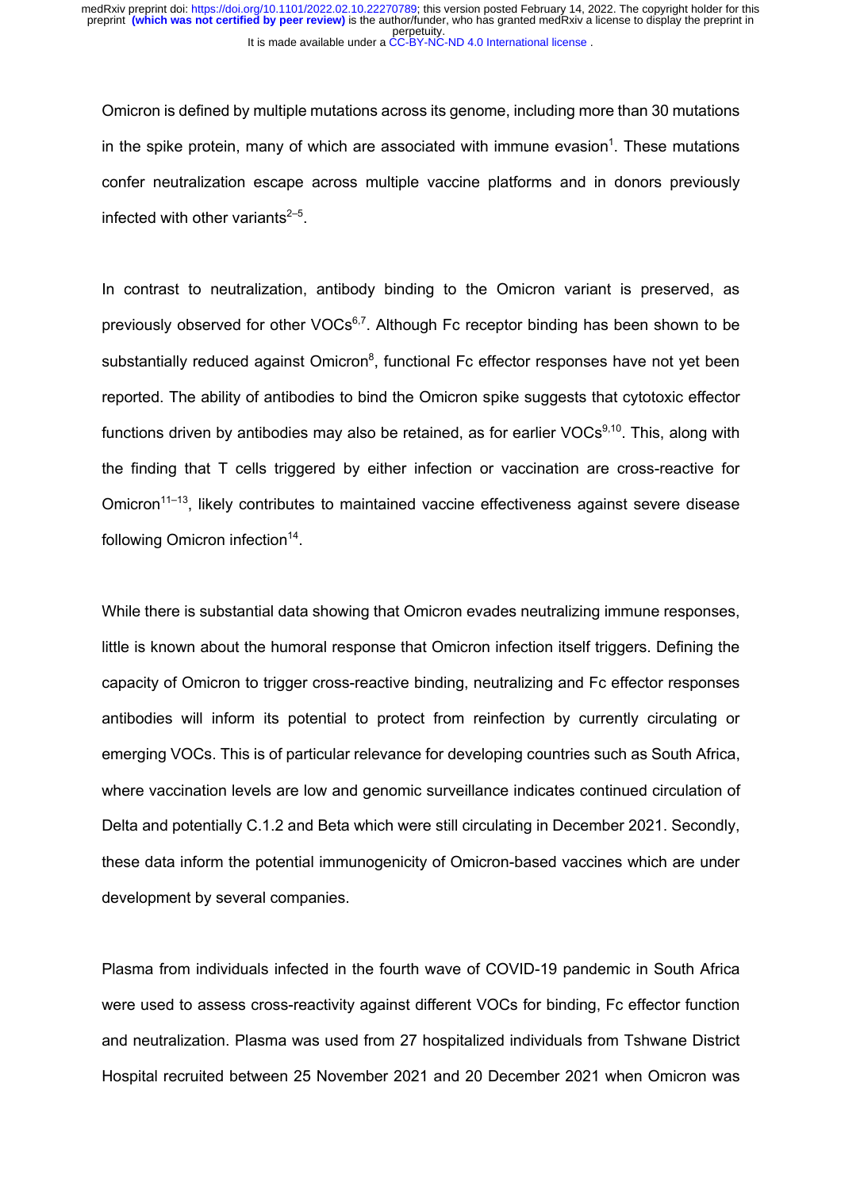Omicron is defined by multiple mutations across its genome, including more than 30 mutations in the spike protein, many of which are associated with immune evasion[1]. These mutations confer neutralization escape across multiple vaccine platforms and in donors previously infected with other variants[2–5].

In contrast to neutralization, antibody binding to the Omicron variant is preserved, as previously observed for other VOCs[6,7]. Although Fc receptor binding has been shown to be substantially reduced against Omicron[8], functional Fc effector responses have not yet been reported. The ability of antibodies to bind the Omicron spike suggests that cytotoxic effector functions driven by antibodies may also be retained, as for earlier VOCs[9,10]. This, along with the finding that T cells triggered by either infection or vaccination are cross-reactive for Omicron[11–13], likely contributes to maintained vaccine effectiveness against severe disease following Omicron infection[14].

While there is substantial data showing that Omicron evades neutralizing immune responses, little is known about the humoral response that Omicron infection itself triggers. Defining the capacity of Omicron to trigger cross-reactive binding, neutralizing and Fc effector responses antibodies will inform its potential to protect from reinfection by currently circulating or emerging VOCs. This is of particular relevance for developing countries such as South Africa, where vaccination levels are low and genomic surveillance indicates continued circulation of Delta and potentially C.1.2 and Beta which were still circulating in December 2021. Secondly, these data inform the potential immunogenicity of Omicron-based vaccines which are under development by several companies.

Plasma from individuals infected in the fourth wave of COVID-19 pandemic in South Africa were used to assess cross-reactivity against different VOCs for binding, Fc effector function and neutralization. Plasma was used from 27 hospitalized individuals from Tshwane District Hospital recruited between 25 November 2021 and 20 December 2021 when Omicron was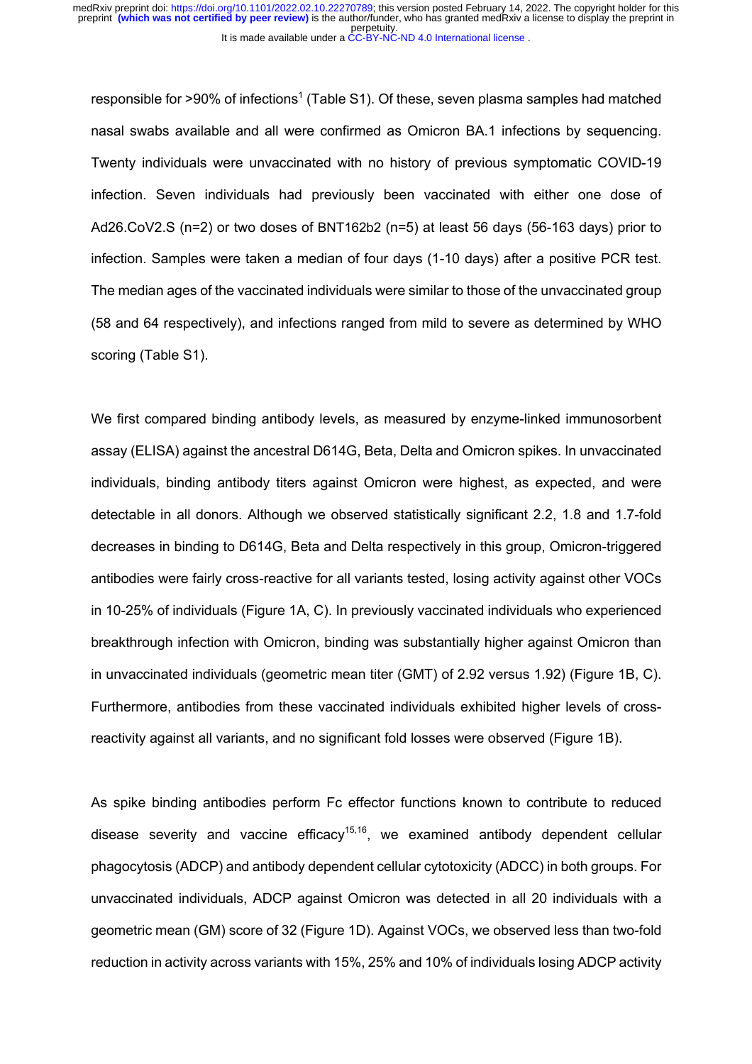responsible for >90% of infections[1] (Table S1). Of these, seven plasma samples had matched nasal swabs available and all were confirmed as Omicron BA.1 infections by sequencing. Twenty individuals were unvaccinated with no history of previous symptomatic COVID-19 infection. Seven individuals had previously been vaccinated with either one dose of Ad26.CoV2.S (n=2) or two doses of BNT162b2 (n=5) at least 56 days (56-163 days) prior to infection. Samples were taken a median of four days (1-10 days) after a positive PCR test. The median ages of the vaccinated individuals were similar to those of the unvaccinated group (58 and 64 respectively), and infections ranged from mild to severe as determined by WHO scoring (Table S1).

We first compared binding antibody levels, as measured by enzyme-linked immunosorbent assay (ELISA) against the ancestral D614G, Beta, Delta and Omicron spikes. In unvaccinated individuals, binding antibody titers against Omicron were highest, as expected, and were detectable in all donors. Although we observed statistically significant 2.2, 1.8 and 1.7-fold decreases in binding to D614G, Beta and Delta respectively in this group, Omicron-triggered antibodies were fairly cross-reactive for all variants tested, losing activity against other VOCs in 10-25% of individuals (Figure 1A, C). In previously vaccinated individuals who experienced breakthrough infection with Omicron, binding was substantially higher against Omicron than in unvaccinated individuals (geometric mean titer (GMT) of 2.92 versus 1.92) (Figure 1B, C). Furthermore, antibodies from these vaccinated individuals exhibited higher levels of cross-reactivity against all variants, and no significant fold losses were observed (Figure 1B).

As spike binding antibodies perform Fc effector functions known to contribute to reduced disease severity and vaccine efficacy[15,16], we examined antibody dependent cellular phagocytosis (ADCP) and antibody dependent cellular cytotoxicity (ADCC) in both groups. For unvaccinated individuals, ADCP against Omicron was detected in all 20 individuals with a geometric mean (GM) score of 32 (Figure 1D). Against VOCs, we observed less than two-fold reduction in activity across variants with 15%, 25% and 10% of individuals losing ADCP activity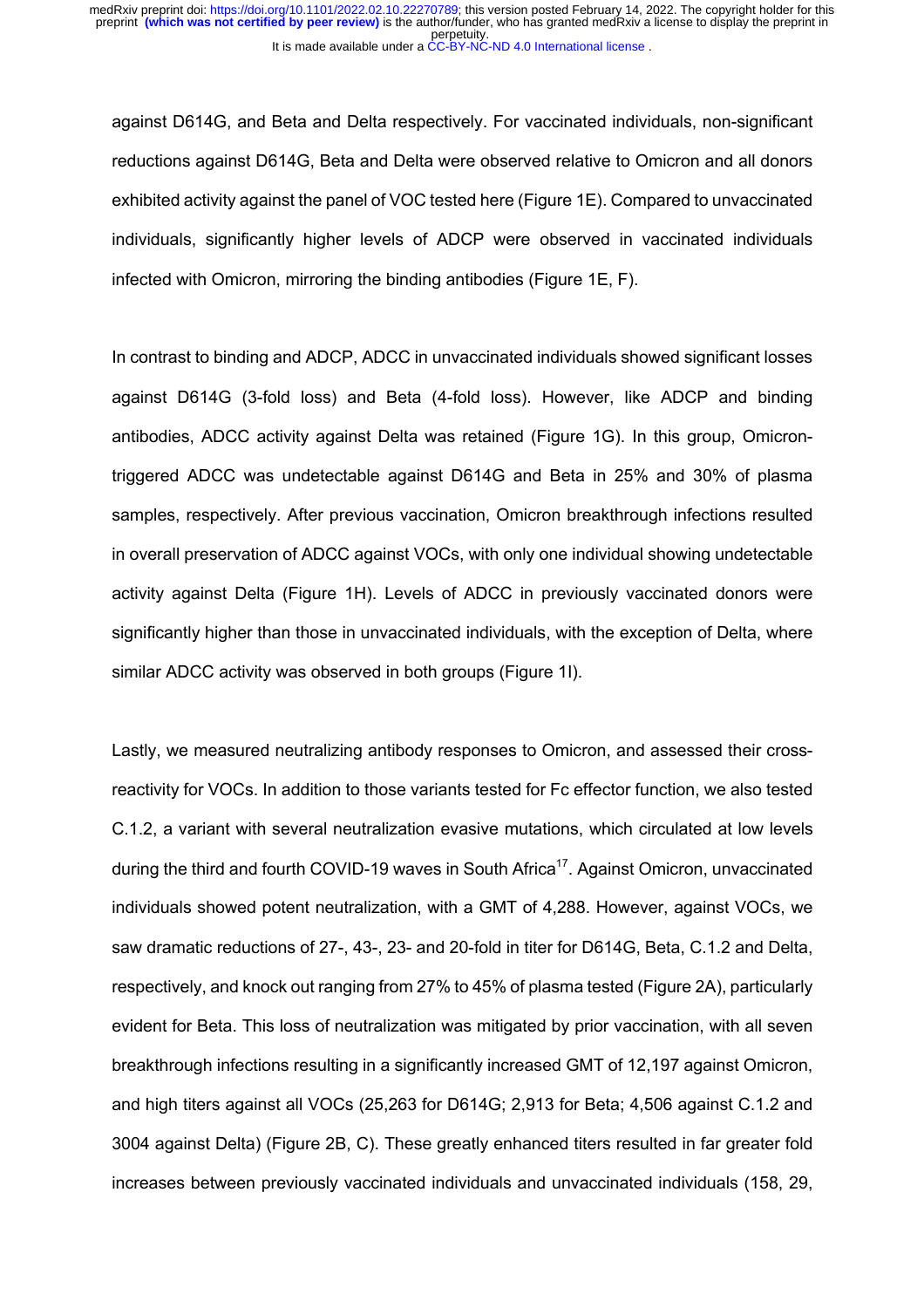against D614G, and Beta and Delta respectively. For vaccinated individuals, non-significant reductions against D614G, Beta and Delta were observed relative to Omicron and all donors exhibited activity against the panel of VOC tested here (Figure 1E). Compared to unvaccinated individuals, significantly higher levels of ADCP were observed in vaccinated individuals infected with Omicron, mirroring the binding antibodies (Figure 1E, F).

In contrast to binding and ADCP, ADCC in unvaccinated individuals showed significant losses against D614G (3-fold loss) and Beta (4-fold loss). However, like ADCP and binding antibodies, ADCC activity against Delta was retained (Figure 1G). In this group, Omicron-triggered ADCC was undetectable against D614G and Beta in 25% and 30% of plasma samples, respectively. After previous vaccination, Omicron breakthrough infections resulted in overall preservation of ADCC against VOCs, with only one individual showing undetectable activity against Delta (Figure 1H). Levels of ADCC in previously vaccinated donors were significantly higher than those in unvaccinated individuals, with the exception of Delta, where similar ADCC activity was observed in both groups (Figure 1I).

Lastly, we measured neutralizing antibody responses to Omicron, and assessed their cross-reactivity for VOCs. In addition to those variants tested for Fc effector function, we also tested C.1.2, a variant with several neutralization evasive mutations, which circulated at low levels during the third and fourth COVID-19 waves in South Africa[17]. Against Omicron, unvaccinated individuals showed potent neutralization, with a GMT of 4,288. However, against VOCs, we saw dramatic reductions of 27-, 43-, 23- and 20-fold in titer for D614G, Beta, C.1.2 and Delta, respectively, and knock out ranging from 27% to 45% of plasma tested (Figure 2A), particularly evident for Beta. This loss of neutralization was mitigated by prior vaccination, with all seven breakthrough infections resulting in a significantly increased GMT of 12,197 against Omicron, and high titers against all VOCs (25,263 for D614G; 2,913 for Beta; 4,506 against C.1.2 and 3004 against Delta) (Figure 2B, C). These greatly enhanced titers resulted in far greater fold increases between previously vaccinated individuals and unvaccinated individuals (158, 29,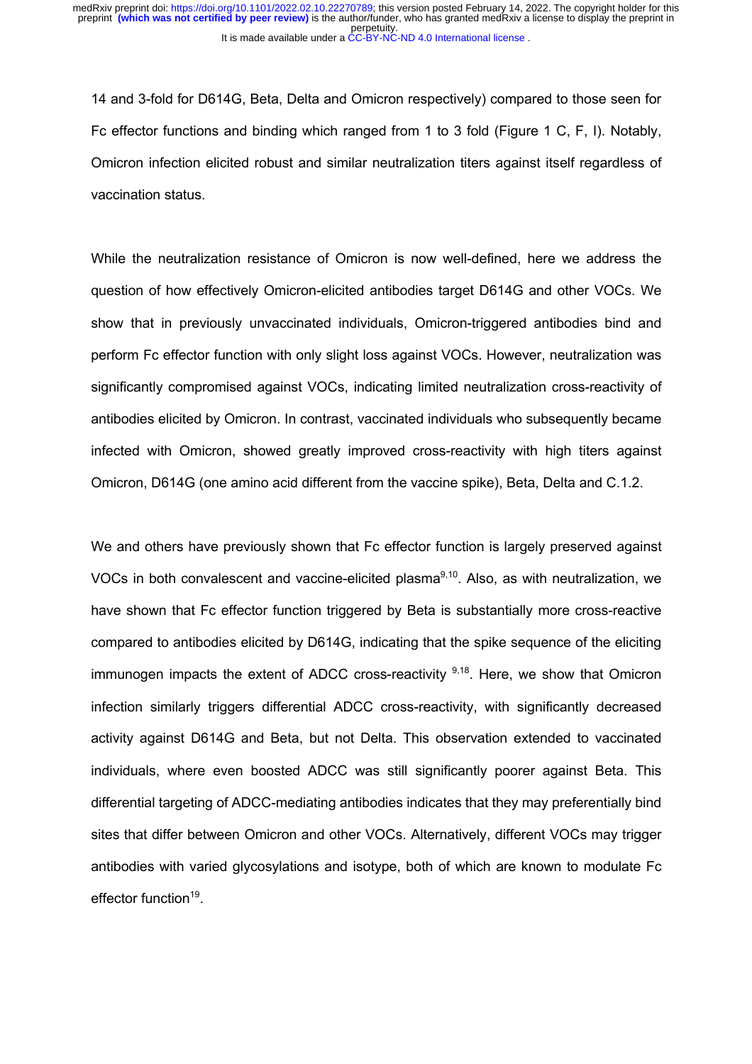14 and 3-fold for D614G, Beta, Delta and Omicron respectively) compared to those seen for Fc effector functions and binding which ranged from 1 to 3 fold (Figure 1 C, F, I). Notably, Omicron infection elicited robust and similar neutralization titers against itself regardless of vaccination status.

While the neutralization resistance of Omicron is now well-defined, here we address the question of how effectively Omicron-elicited antibodies target D614G and other VOCs. We show that in previously unvaccinated individuals, Omicron-triggered antibodies bind and perform Fc effector function with only slight loss against VOCs. However, neutralization was significantly compromised against VOCs, indicating limited neutralization cross-reactivity of antibodies elicited by Omicron. In contrast, vaccinated individuals who subsequently became infected with Omicron, showed greatly improved cross-reactivity with high titers against Omicron, D614G (one amino acid different from the vaccine spike), Beta, Delta and C.1.2.

We and others have previously shown that Fc effector function is largely preserved against VOCs in both convalescent and vaccine-elicited plasma[9,10]. Also, as with neutralization, we have shown that Fc effector function triggered by Beta is substantially more cross-reactive compared to antibodies elicited by D614G, indicating that the spike sequence of the eliciting immunogen impacts the extent of ADCC cross-reactivity [9,18]. Here, we show that Omicron infection similarly triggers differential ADCC cross-reactivity, with significantly decreased activity against D614G and Beta, but not Delta. This observation extended to vaccinated individuals, where even boosted ADCC was still significantly poorer against Beta. This differential targeting of ADCC-mediating antibodies indicates that they may preferentially bind sites that differ between Omicron and other VOCs. Alternatively, different VOCs may trigger antibodies with varied glycosylations and isotype, both of which are known to modulate Fc effector function[19].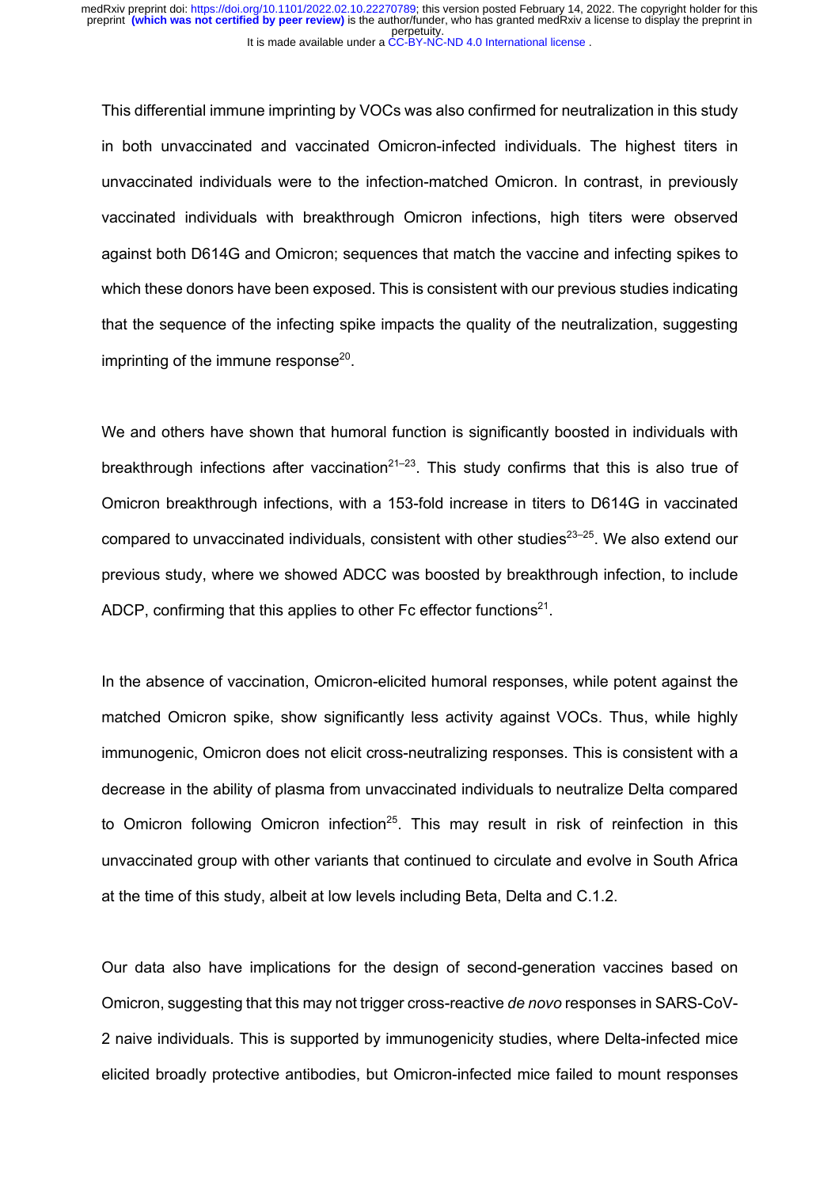This differential immune imprinting by VOCs was also confirmed for neutralization in this study in both unvaccinated and vaccinated Omicron-infected individuals. The highest titers in unvaccinated individuals were to the infection-matched Omicron. In contrast, in previously vaccinated individuals with breakthrough Omicron infections, high titers were observed against both D614G and Omicron; sequences that match the vaccine and infecting spikes to which these donors have been exposed. This is consistent with our previous studies indicating that the sequence of the infecting spike impacts the quality of the neutralization, suggesting imprinting of the immune response[20].

We and others have shown that humoral function is significantly boosted in individuals with breakthrough infections after vaccination[21–23]. This study confirms that this is also true of Omicron breakthrough infections, with a 153-fold increase in titers to D614G in vaccinated compared to unvaccinated individuals, consistent with other studies[23–25]. We also extend our previous study, where we showed ADCC was boosted by breakthrough infection, to include ADCP, confirming that this applies to other Fc effector functions[21].

In the absence of vaccination, Omicron-elicited humoral responses, while potent against the matched Omicron spike, show significantly less activity against VOCs. Thus, while highly immunogenic, Omicron does not elicit cross-neutralizing responses. This is consistent with a decrease in the ability of plasma from unvaccinated individuals to neutralize Delta compared to Omicron following Omicron infection[25]. This may result in risk of reinfection in this unvaccinated group with other variants that continued to circulate and evolve in South Africa at the time of this study, albeit at low levels including Beta, Delta and C.1.2.

Our data also have implications for the design of second-generation vaccines based on Omicron, suggesting that this may not trigger cross-reactive *de novo* responses in SARS-CoV-2 naive individuals. This is supported by immunogenicity studies, where Delta-infected mice elicited broadly protective antibodies, but Omicron-infected mice failed to mount responses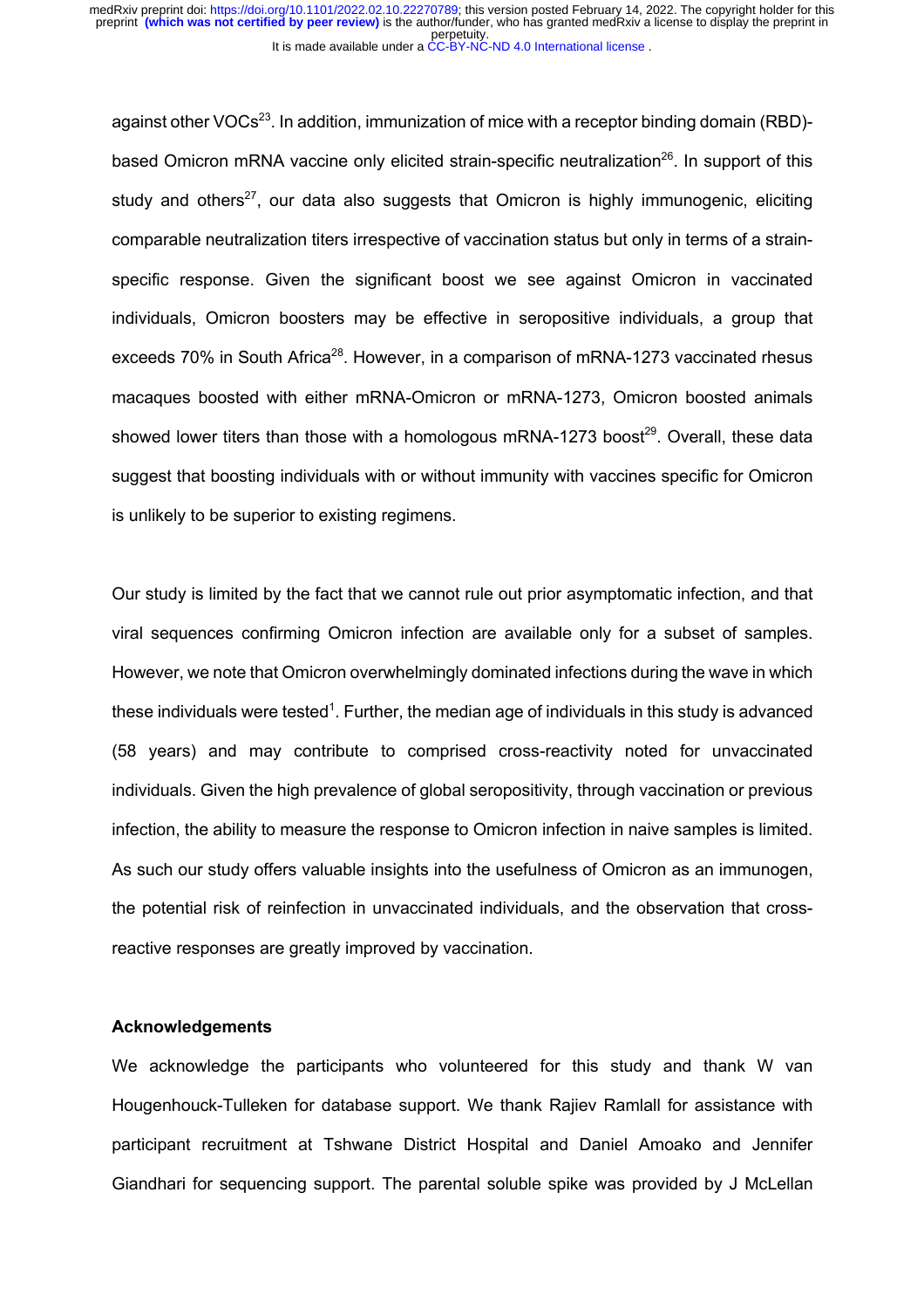against other VOCs[23]. In addition, immunization of mice with a receptor binding domain (RBD)-based Omicron mRNA vaccine only elicited strain-specific neutralization[26]. In support of this study and others[27], our data also suggests that Omicron is highly immunogenic, eliciting comparable neutralization titers irrespective of vaccination status but only in terms of a strain-specific response. Given the significant boost we see against Omicron in vaccinated individuals, Omicron boosters may be effective in seropositive individuals, a group that exceeds 70% in South Africa[28]. However, in a comparison of mRNA-1273 vaccinated rhesus macaques boosted with either mRNA-Omicron or mRNA-1273, Omicron boosted animals showed lower titers than those with a homologous mRNA-1273 boost[29]. Overall, these data suggest that boosting individuals with or without immunity with vaccines specific for Omicron is unlikely to be superior to existing regimens.

Our study is limited by the fact that we cannot rule out prior asymptomatic infection, and that viral sequences confirming Omicron infection are available only for a subset of samples. However, we note that Omicron overwhelmingly dominated infections during the wave in which these individuals were tested[1]. Further, the median age of individuals in this study is advanced (58 years) and may contribute to comprised cross-reactivity noted for unvaccinated individuals. Given the high prevalence of global seropositivity, through vaccination or previous infection, the ability to measure the response to Omicron infection in naive samples is limited. As such our study offers valuable insights into the usefulness of Omicron as an immunogen, the potential risk of reinfection in unvaccinated individuals, and the observation that cross-reactive responses are greatly improved by vaccination.

### Acknowledgements

We acknowledge the participants who volunteered for this study and thank W van Hougenhouck-Tulleken for database support. We thank Rajiev Ramlall for assistance with participant recruitment at Tshwane District Hospital and Daniel Amoako and Jennifer Giandhari for sequencing support. The parental soluble spike was provided by J McLellan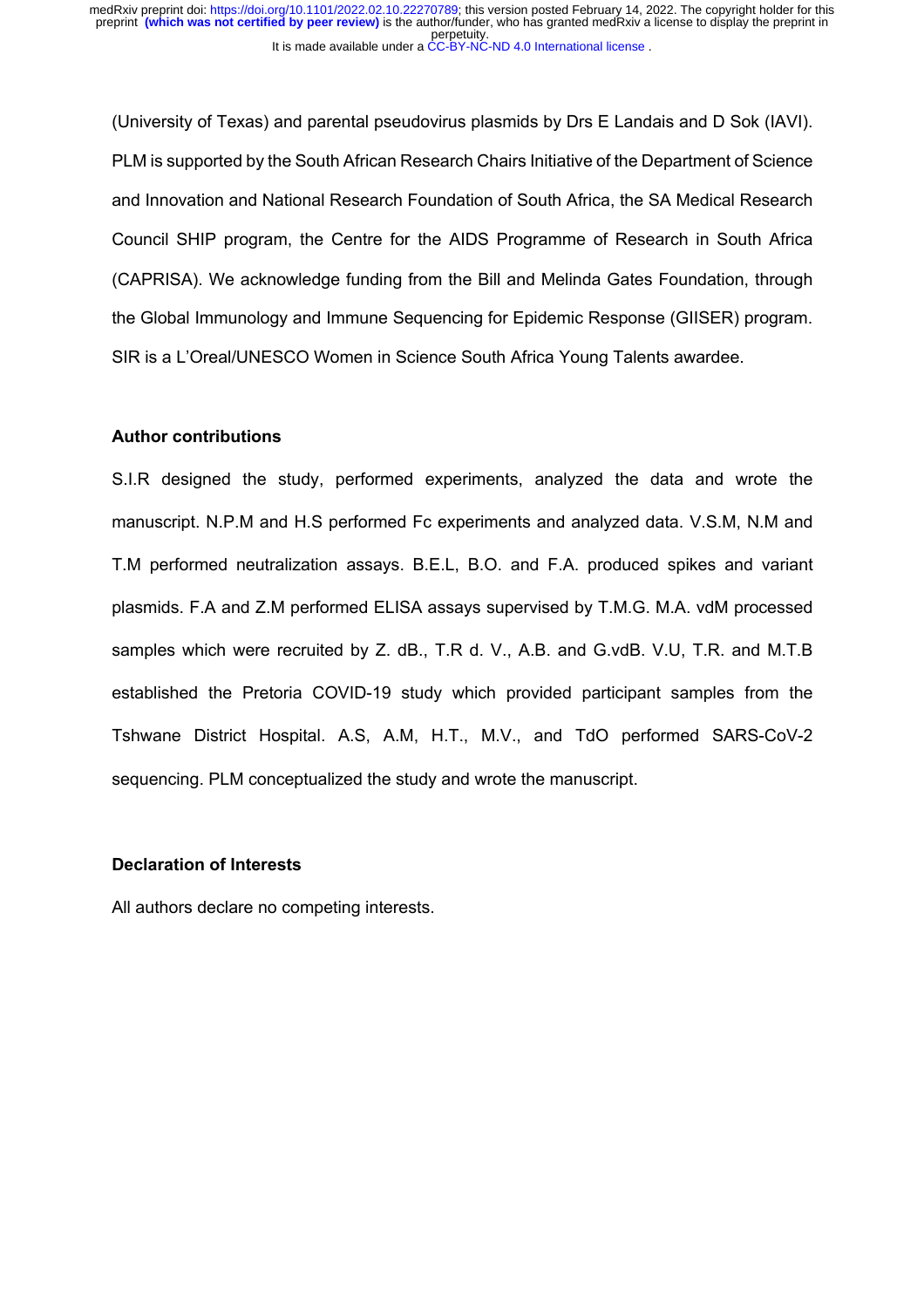(University of Texas) and parental pseudovirus plasmids by Drs E Landais and D Sok (IAVI). PLM is supported by the South African Research Chairs Initiative of the Department of Science and Innovation and National Research Foundation of South Africa, the SA Medical Research Council SHIP program, the Centre for the AIDS Programme of Research in South Africa (CAPRISA). We acknowledge funding from the Bill and Melinda Gates Foundation, through the Global Immunology and Immune Sequencing for Epidemic Response (GIISER) program. SIR is a L'Oreal/UNESCO Women in Science South Africa Young Talents awardee.

### Author contributions

S.I.R designed the study, performed experiments, analyzed the data and wrote the manuscript. N.P.M and H.S performed Fc experiments and analyzed data. V.S.M, N.M and T.M performed neutralization assays. B.E.L, B.O. and F.A. produced spikes and variant plasmids. F.A and Z.M performed ELISA assays supervised by T.M.G. M.A. vdM processed samples which were recruited by Z. dB., T.R d. V., A.B. and G.vdB. V.U, T.R. and M.T.B established the Pretoria COVID-19 study which provided participant samples from the Tshwane District Hospital. A.S, A.M, H.T., M.V., and TdO performed SARS-CoV-2 sequencing. PLM conceptualized the study and wrote the manuscript.

### Declaration of Interests

All authors declare no competing interests.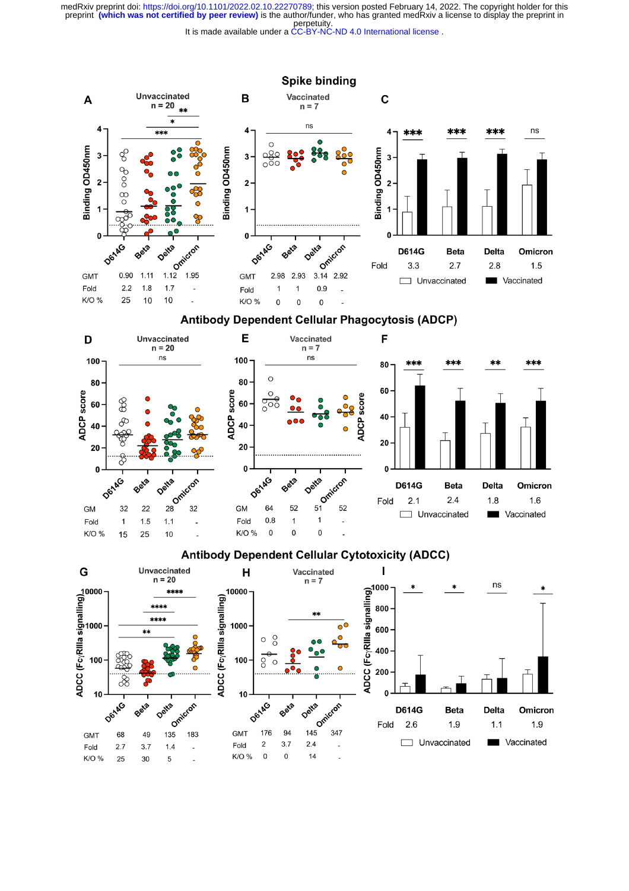## Spike binding

**A** Unvaccinated n = 20

| | D614G | Beta | Delta | Omicron |
|---|---|---|---|---|
| GMT | 0.90 | 1.11 | 1.12 | 1.95 |
| Fold | 2.2 | 1.8 | 1.7 | - |
| K/O % | 25 | 10 | 10 | - |

**B** Vaccinated n = 7 (ns)

| | D614G | Beta | Delta | Omicron |
|---|---|---|---|---|
| GMT | 2.98 | 2.93 | 3.14 | 2.92 |
| Fold | 1 | 1 | 0.9 | - |
| K/O % | 0 | 0 | 0 | - |

**C**

| | D614G | Beta | Delta | Omicron |
|---|---|---|---|---|
| | *** | *** | *** | ns |
| Fold | 3.3 | 2.7 | 2.8 | 1.5 |

Unvaccinated / Vaccinated

## Antibody Dependent Cellular Phagocytosis (ADCP)

**D** Unvaccinated n = 20 (ns)

| | D614G | Beta | Delta | Omicron |
|---|---|---|---|---|
| GM | 32 | 22 | 28 | 32 |
| Fold | 1 | 1.5 | 1.1 | - |
| K/O % | 15 | 25 | 10 | - |

**E** Vaccinated n = 7 (ns)

| | D614G | Beta | Delta | Omicron |
|---|---|---|---|---|
| GM | 64 | 52 | 51 | 52 |
| Fold | 0.8 | 1 | 1 | - |
| K/O % | 0 | 0 | 0 | - |

**F**

| | D614G | Beta | Delta | Omicron |
|---|---|---|---|---|
| | *** | *** | ** | *** |
| Fold | 2.1 | 2.4 | 1.8 | 1.6 |

Unvaccinated / Vaccinated

## Antibody Dependent Cellular Cytotoxicity (ADCC)

**G** Unvaccinated n = 20

| | D614G | Beta | Delta | Omicron |
|---|---|---|---|---|
| GMT | 68 | 49 | 135 | 183 |
| Fold | 2.7 | 3.7 | 1.4 | - |
| K/O % | 25 | 30 | 5 | - |

**H** Vaccinated n = 7

| | D614G | Beta | Delta | Omicron |
|---|---|---|---|---|
| GMT | 176 | 94 | 145 | 347 |
| Fold | 2 | 3.7 | 2.4 | - |
| K/O % | 0 | 0 | 14 | - |

**I**

| | D614G | Beta | Delta | Omicron |
|---|---|---|---|---|
| | * | * | ns | * |
| Fold | 2.6 | 1.9 | 1.1 | 1.9 |

Unvaccinated / Vaccinated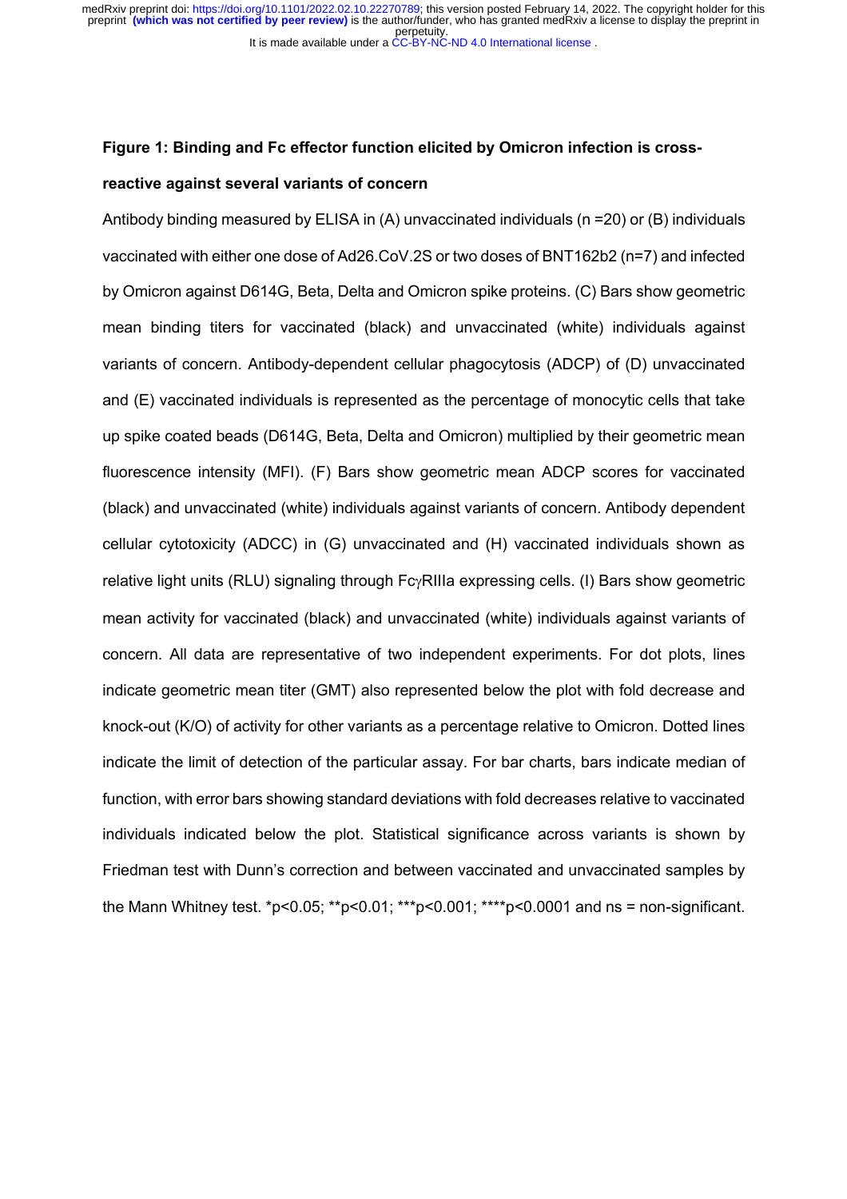**Figure 1: Binding and Fc effector function elicited by Omicron infection is cross-reactive against several variants of concern**

Antibody binding measured by ELISA in (A) unvaccinated individuals (n =20) or (B) individuals vaccinated with either one dose of Ad26.CoV.2S or two doses of BNT162b2 (n=7) and infected by Omicron against D614G, Beta, Delta and Omicron spike proteins. (C) Bars show geometric mean binding titers for vaccinated (black) and unvaccinated (white) individuals against variants of concern. Antibody-dependent cellular phagocytosis (ADCP) of (D) unvaccinated and (E) vaccinated individuals is represented as the percentage of monocytic cells that take up spike coated beads (D614G, Beta, Delta and Omicron) multiplied by their geometric mean fluorescence intensity (MFI). (F) Bars show geometric mean ADCP scores for vaccinated (black) and unvaccinated (white) individuals against variants of concern. Antibody dependent cellular cytotoxicity (ADCC) in (G) unvaccinated and (H) vaccinated individuals shown as relative light units (RLU) signaling through Fc$\gamma$RIIIa expressing cells. (I) Bars show geometric mean activity for vaccinated (black) and unvaccinated (white) individuals against variants of concern. All data are representative of two independent experiments. For dot plots, lines indicate geometric mean titer (GMT) also represented below the plot with fold decrease and knock-out (K/O) of activity for other variants as a percentage relative to Omicron. Dotted lines indicate the limit of detection of the particular assay. For bar charts, bars indicate median of function, with error bars showing standard deviations with fold decreases relative to vaccinated individuals indicated below the plot. Statistical significance across variants is shown by Friedman test with Dunn's correction and between vaccinated and unvaccinated samples by the Mann Whitney test. *p<0.05; **p<0.01; ***p<0.001; ****p<0.0001 and ns = non-significant.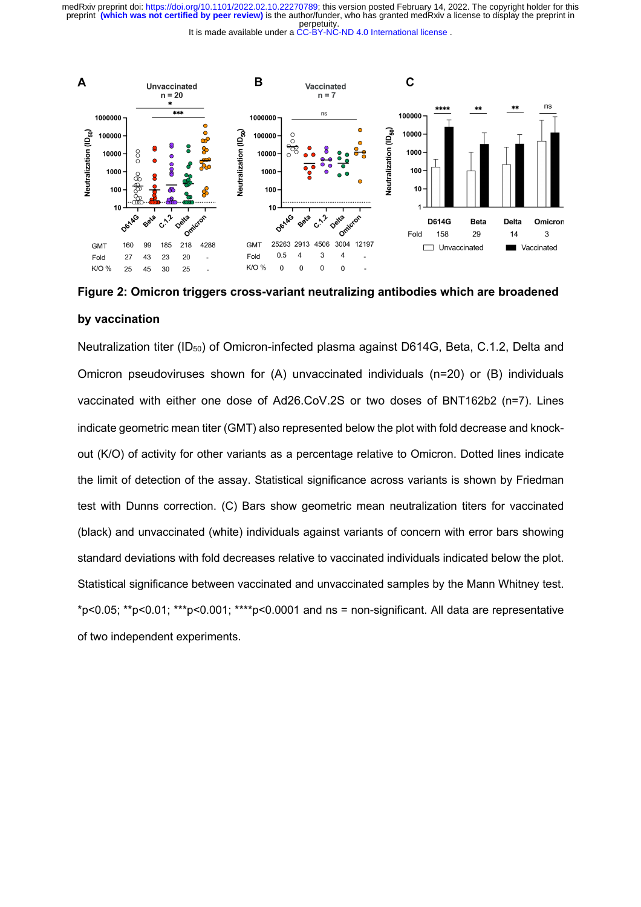**Figure 2: Omicron triggers cross-variant neutralizing antibodies which are broadened by vaccination**

Neutralization titer ($ID_{50}$) of Omicron-infected plasma against D614G, Beta, C.1.2, Delta and Omicron pseudoviruses shown for (A) unvaccinated individuals (n=20) or (B) individuals vaccinated with either one dose of Ad26.CoV.2S or two doses of BNT162b2 (n=7). Lines indicate geometric mean titer (GMT) also represented below the plot with fold decrease and knock-out (K/O) of activity for other variants as a percentage relative to Omicron. Dotted lines indicate the limit of detection of the assay. Statistical significance across variants is shown by Friedman test with Dunns correction. (C) Bars show geometric mean neutralization titers for vaccinated (black) and unvaccinated (white) individuals against variants of concern with error bars showing standard deviations with fold decreases relative to vaccinated individuals indicated below the plot. Statistical significance between vaccinated and unvaccinated samples by the Mann Whitney test. *p<0.05; **p<0.01; ***p<0.001; ****p<0.0001 and ns = non-significant. All data are representative of two independent experiments.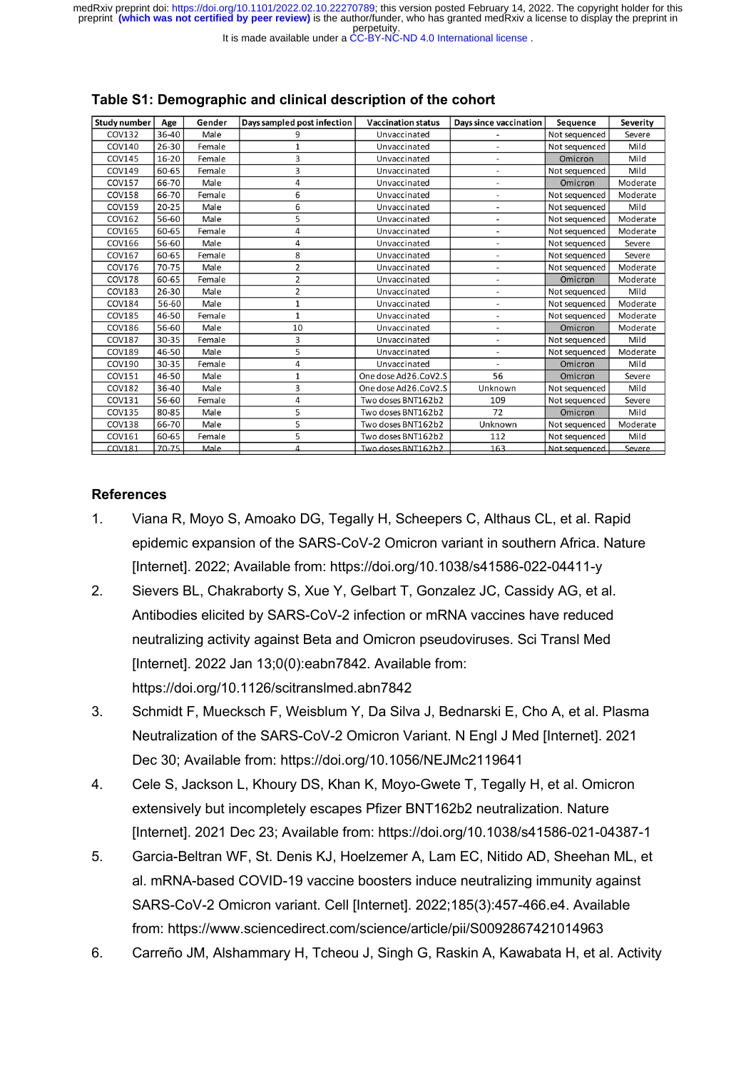**Table S1: Demographic and clinical description of the cohort**

| Study number | Age | Gender | Days sampled post infection | Vaccination status | Days since vaccination | Sequence | Severity |
|---|---|---|---|---|---|---|---|
| COV132 | 36-40 | Male | 9 | Unvaccinated | - | Not sequenced | Severe |
| COV140 | 26-30 | Female | 1 | Unvaccinated | - | Not sequenced | Mild |
| COV145 | 16-20 | Female | 3 | Unvaccinated | - | Omicron | Mild |
| COV149 | 60-65 | Female | 3 | Unvaccinated | - | Not sequenced | Mild |
| COV157 | 66-70 | Male | 4 | Unvaccinated | - | Omicron | Moderate |
| COV158 | 66-70 | Female | 6 | Unvaccinated | - | Not sequenced | Moderate |
| COV159 | 20-25 | Male | 6 | Unvaccinated | - | Not sequenced | Mild |
| COV162 | 56-60 | Male | 5 | Unvaccinated | - | Not sequenced | Moderate |
| COV165 | 60-65 | Female | 4 | Unvaccinated | - | Not sequenced | Moderate |
| COV166 | 56-60 | Male | 4 | Unvaccinated | - | Not sequenced | Severe |
| COV167 | 60-65 | Female | 8 | Unvaccinated | - | Not sequenced | Severe |
| COV176 | 70-75 | Male | 2 | Unvaccinated | - | Not sequenced | Moderate |
| COV178 | 60-65 | Female | 2 | Unvaccinated | - | Omicron | Moderate |
| COV183 | 26-30 | Male | 2 | Unvaccinated | - | Not sequenced | Mild |
| COV184 | 56-60 | Male | 1 | Unvaccinated | - | Not sequenced | Moderate |
| COV185 | 46-50 | Female | 1 | Unvaccinated | - | Not sequenced | Moderate |
| COV186 | 56-60 | Male | 10 | Unvaccinated | - | Omicron | Moderate |
| COV187 | 30-35 | Female | 3 | Unvaccinated | - | Not sequenced | Mild |
| COV189 | 46-50 | Male | 5 | Unvaccinated | - | Not sequenced | Moderate |
| COV190 | 30-35 | Female | 4 | Unvaccinated | - | Omicron | Mild |
| COV151 | 46-50 | Male | 1 | One dose Ad26.CoV2.S | 56 | Omicron | Severe |
| COV182 | 36-40 | Male | 3 | One dose Ad26.CoV2.S | Unknown | Not sequenced | Mild |
| COV131 | 56-60 | Female | 4 | Two doses BNT162b2 | 109 | Not sequenced | Severe |
| COV135 | 80-85 | Male | 5 | Two doses BNT162b2 | 72 | Omicron | Mild |
| COV138 | 66-70 | Male | 5 | Two doses BNT162b2 | Unknown | Not sequenced | Moderate |
| COV161 | 60-65 | Female | 5 | Two doses BNT162b2 | 112 | Not sequenced | Mild |
| COV181 | 70-75 | Male | 4 | Two doses BNT162b2 | 163 | Not sequenced | Severe |

## References

1. Viana R, Moyo S, Amoako DG, Tegally H, Scheepers C, Althaus CL, et al. Rapid epidemic expansion of the SARS-CoV-2 Omicron variant in southern Africa. Nature [Internet]. 2022; Available from: https://doi.org/10.1038/s41586-022-04411-y
2. Sievers BL, Chakraborty S, Xue Y, Gelbart T, Gonzalez JC, Cassidy AG, et al. Antibodies elicited by SARS-CoV-2 infection or mRNA vaccines have reduced neutralizing activity against Beta and Omicron pseudoviruses. Sci Transl Med [Internet]. 2022 Jan 13;0(0):eabn7842. Available from: https://doi.org/10.1126/scitranslmed.abn7842
3. Schmidt F, Muecksch F, Weisblum Y, Da Silva J, Bednarski E, Cho A, et al. Plasma Neutralization of the SARS-CoV-2 Omicron Variant. N Engl J Med [Internet]. 2021 Dec 30; Available from: https://doi.org/10.1056/NEJMc2119641
4. Cele S, Jackson L, Khoury DS, Khan K, Moyo-Gwete T, Tegally H, et al. Omicron extensively but incompletely escapes Pfizer BNT162b2 neutralization. Nature [Internet]. 2021 Dec 23; Available from: https://doi.org/10.1038/s41586-021-04387-1
5. Garcia-Beltran WF, St. Denis KJ, Hoelzemer A, Lam EC, Nitido AD, Sheehan ML, et al. mRNA-based COVID-19 vaccine boosters induce neutralizing immunity against SARS-CoV-2 Omicron variant. Cell [Internet]. 2022;185(3):457-466.e4. Available from: https://www.sciencedirect.com/science/article/pii/S0092867421014963
6. Carreño JM, Alshammary H, Tcheou J, Singh G, Raskin A, Kawabata H, et al. Activity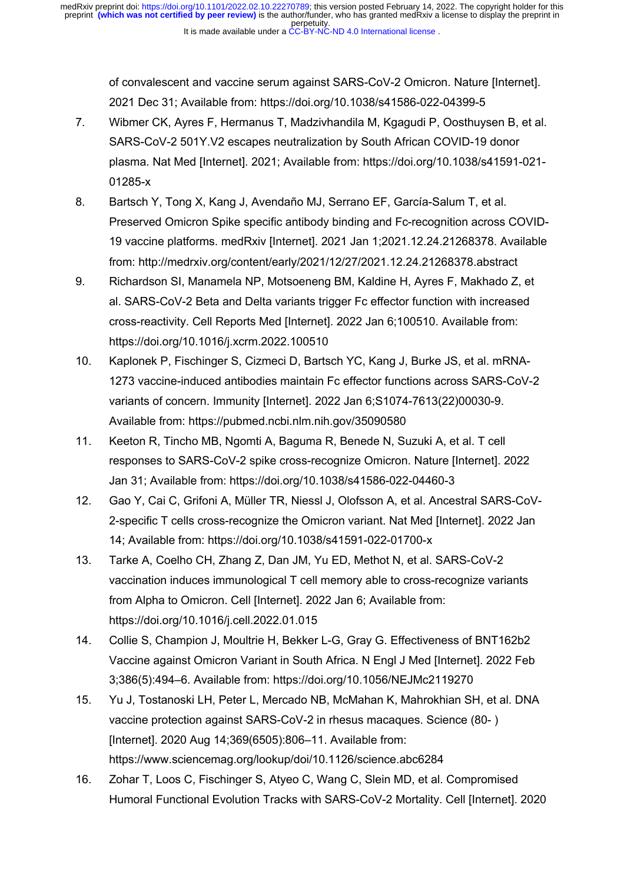of convalescent and vaccine serum against SARS-CoV-2 Omicron. Nature [Internet]. 2021 Dec 31; Available from: https://doi.org/10.1038/s41586-022-04399-5

7. Wibmer CK, Ayres F, Hermanus T, Madzivhandila M, Kgagudi P, Oosthuysen B, et al. SARS-CoV-2 501Y.V2 escapes neutralization by South African COVID-19 donor plasma. Nat Med [Internet]. 2021; Available from: https://doi.org/10.1038/s41591-021-01285-x

8. Bartsch Y, Tong X, Kang J, Avendaño MJ, Serrano EF, García-Salum T, et al. Preserved Omicron Spike specific antibody binding and Fc-recognition across COVID-19 vaccine platforms. medRxiv [Internet]. 2021 Jan 1;2021.12.24.21268378. Available from: http://medrxiv.org/content/early/2021/12/27/2021.12.24.21268378.abstract

9. Richardson SI, Manamela NP, Motsoeneng BM, Kaldine H, Ayres F, Makhado Z, et al. SARS-CoV-2 Beta and Delta variants trigger Fc effector function with increased cross-reactivity. Cell Reports Med [Internet]. 2022 Jan 6;100510. Available from: https://doi.org/10.1016/j.xcrm.2022.100510

10. Kaplonek P, Fischinger S, Cizmeci D, Bartsch YC, Kang J, Burke JS, et al. mRNA-1273 vaccine-induced antibodies maintain Fc effector functions across SARS-CoV-2 variants of concern. Immunity [Internet]. 2022 Jan 6;S1074-7613(22)00030-9. Available from: https://pubmed.ncbi.nlm.nih.gov/35090580

11. Keeton R, Tincho MB, Ngomti A, Baguma R, Benede N, Suzuki A, et al. T cell responses to SARS-CoV-2 spike cross-recognize Omicron. Nature [Internet]. 2022 Jan 31; Available from: https://doi.org/10.1038/s41586-022-04460-3

12. Gao Y, Cai C, Grifoni A, Müller TR, Niessl J, Olofsson A, et al. Ancestral SARS-CoV-2-specific T cells cross-recognize the Omicron variant. Nat Med [Internet]. 2022 Jan 14; Available from: https://doi.org/10.1038/s41591-022-01700-x

13. Tarke A, Coelho CH, Zhang Z, Dan JM, Yu ED, Methot N, et al. SARS-CoV-2 vaccination induces immunological T cell memory able to cross-recognize variants from Alpha to Omicron. Cell [Internet]. 2022 Jan 6; Available from: https://doi.org/10.1016/j.cell.2022.01.015

14. Collie S, Champion J, Moultrie H, Bekker L-G, Gray G. Effectiveness of BNT162b2 Vaccine against Omicron Variant in South Africa. N Engl J Med [Internet]. 2022 Feb 3;386(5):494–6. Available from: https://doi.org/10.1056/NEJMc2119270

15. Yu J, Tostanoski LH, Peter L, Mercado NB, McMahan K, Mahrokhian SH, et al. DNA vaccine protection against SARS-CoV-2 in rhesus macaques. Science (80- ) [Internet]. 2020 Aug 14;369(6505):806–11. Available from: https://www.sciencemag.org/lookup/doi/10.1126/science.abc6284

16. Zohar T, Loos C, Fischinger S, Atyeo C, Wang C, Slein MD, et al. Compromised Humoral Functional Evolution Tracks with SARS-CoV-2 Mortality. Cell [Internet]. 2020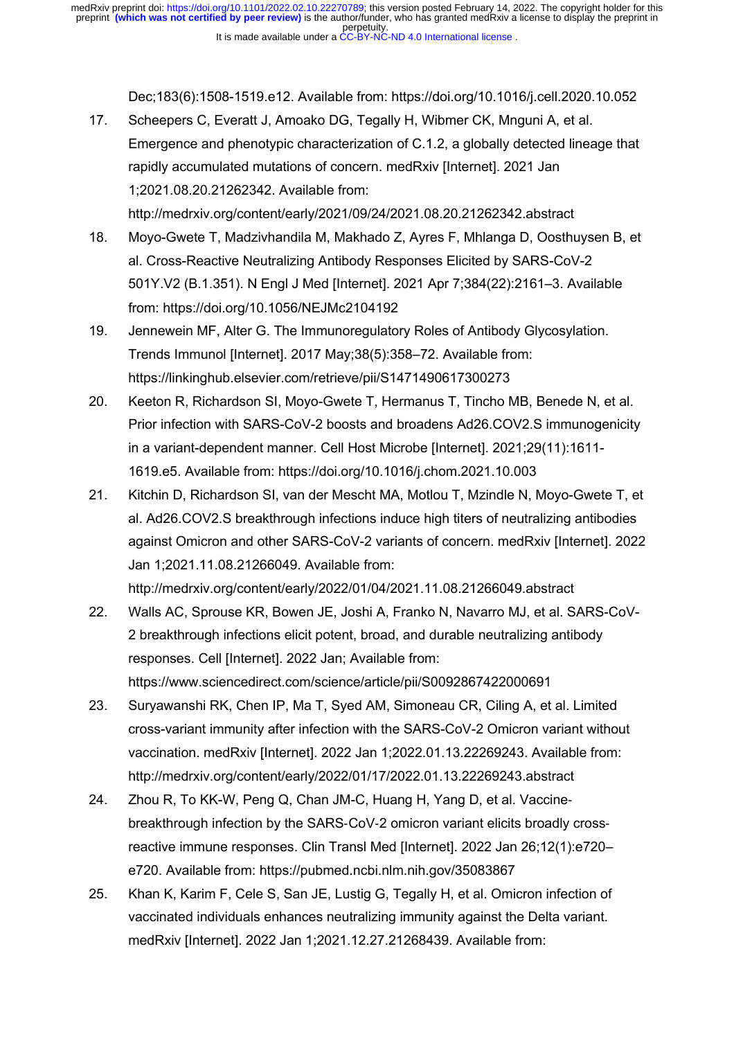Dec;183(6):1508-1519.e12. Available from: https://doi.org/10.1016/j.cell.2020.10.052

17. Scheepers C, Everatt J, Amoako DG, Tegally H, Wibmer CK, Mnguni A, et al. Emergence and phenotypic characterization of C.1.2, a globally detected lineage that rapidly accumulated mutations of concern. medRxiv [Internet]. 2021 Jan 1;2021.08.20.21262342. Available from: http://medrxiv.org/content/early/2021/09/24/2021.08.20.21262342.abstract
18. Moyo-Gwete T, Madzivhandila M, Makhado Z, Ayres F, Mhlanga D, Oosthuysen B, et al. Cross-Reactive Neutralizing Antibody Responses Elicited by SARS-CoV-2 501Y.V2 (B.1.351). N Engl J Med [Internet]. 2021 Apr 7;384(22):2161–3. Available from: https://doi.org/10.1056/NEJMc2104192
19. Jennewein MF, Alter G. The Immunoregulatory Roles of Antibody Glycosylation. Trends Immunol [Internet]. 2017 May;38(5):358–72. Available from: https://linkinghub.elsevier.com/retrieve/pii/S1471490617300273
20. Keeton R, Richardson SI, Moyo-Gwete T, Hermanus T, Tincho MB, Benede N, et al. Prior infection with SARS-CoV-2 boosts and broadens Ad26.COV2.S immunogenicity in a variant-dependent manner. Cell Host Microbe [Internet]. 2021;29(11):1611-1619.e5. Available from: https://doi.org/10.1016/j.chom.2021.10.003
21. Kitchin D, Richardson SI, van der Mescht MA, Motlou T, Mzindle N, Moyo-Gwete T, et al. Ad26.COV2.S breakthrough infections induce high titers of neutralizing antibodies against Omicron and other SARS-CoV-2 variants of concern. medRxiv [Internet]. 2022 Jan 1;2021.11.08.21266049. Available from: http://medrxiv.org/content/early/2022/01/04/2021.11.08.21266049.abstract
22. Walls AC, Sprouse KR, Bowen JE, Joshi A, Franko N, Navarro MJ, et al. SARS-CoV-2 breakthrough infections elicit potent, broad, and durable neutralizing antibody responses. Cell [Internet]. 2022 Jan; Available from: https://www.sciencedirect.com/science/article/pii/S0092867422000691
23. Suryawanshi RK, Chen IP, Ma T, Syed AM, Simoneau CR, Ciling A, et al. Limited cross-variant immunity after infection with the SARS-CoV-2 Omicron variant without vaccination. medRxiv [Internet]. 2022 Jan 1;2022.01.13.22269243. Available from: http://medrxiv.org/content/early/2022/01/17/2022.01.13.22269243.abstract
24. Zhou R, To KK-W, Peng Q, Chan JM-C, Huang H, Yang D, et al. Vaccine-breakthrough infection by the SARS-CoV-2 omicron variant elicits broadly cross-reactive immune responses. Clin Transl Med [Internet]. 2022 Jan 26;12(1):e720–e720. Available from: https://pubmed.ncbi.nlm.nih.gov/35083867
25. Khan K, Karim F, Cele S, San JE, Lustig G, Tegally H, et al. Omicron infection of vaccinated individuals enhances neutralizing immunity against the Delta variant. medRxiv [Internet]. 2022 Jan 1;2021.12.27.21268439. Available from: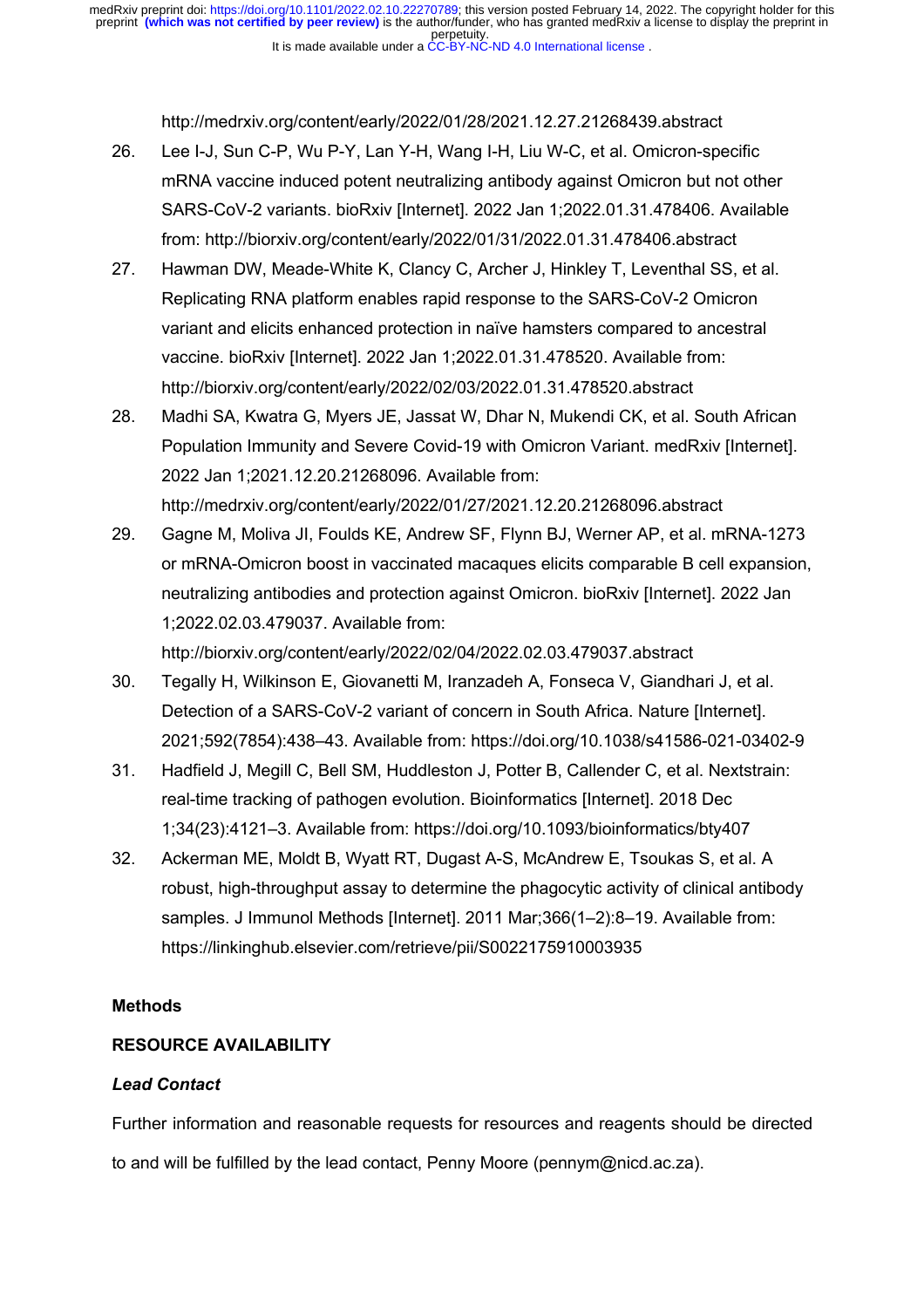http://medrxiv.org/content/early/2022/01/28/2021.12.27.21268439.abstract

26. Lee I-J, Sun C-P, Wu P-Y, Lan Y-H, Wang I-H, Liu W-C, et al. Omicron-specific mRNA vaccine induced potent neutralizing antibody against Omicron but not other SARS-CoV-2 variants. bioRxiv [Internet]. 2022 Jan 1;2022.01.31.478406. Available from: http://biorxiv.org/content/early/2022/01/31/2022.01.31.478406.abstract
27. Hawman DW, Meade-White K, Clancy C, Archer J, Hinkley T, Leventhal SS, et al. Replicating RNA platform enables rapid response to the SARS-CoV-2 Omicron variant and elicits enhanced protection in naïve hamsters compared to ancestral vaccine. bioRxiv [Internet]. 2022 Jan 1;2022.01.31.478520. Available from: http://biorxiv.org/content/early/2022/02/03/2022.01.31.478520.abstract
28. Madhi SA, Kwatra G, Myers JE, Jassat W, Dhar N, Mukendi CK, et al. South African Population Immunity and Severe Covid-19 with Omicron Variant. medRxiv [Internet]. 2022 Jan 1;2021.12.20.21268096. Available from: http://medrxiv.org/content/early/2022/01/27/2021.12.20.21268096.abstract
29. Gagne M, Moliva JI, Foulds KE, Andrew SF, Flynn BJ, Werner AP, et al. mRNA-1273 or mRNA-Omicron boost in vaccinated macaques elicits comparable B cell expansion, neutralizing antibodies and protection against Omicron. bioRxiv [Internet]. 2022 Jan 1;2022.02.03.479037. Available from: http://biorxiv.org/content/early/2022/02/04/2022.02.03.479037.abstract
30. Tegally H, Wilkinson E, Giovanetti M, Iranzadeh A, Fonseca V, Giandhari J, et al. Detection of a SARS-CoV-2 variant of concern in South Africa. Nature [Internet]. 2021;592(7854):438–43. Available from: https://doi.org/10.1038/s41586-021-03402-9
31. Hadfield J, Megill C, Bell SM, Huddleston J, Potter B, Callender C, et al. Nextstrain: real-time tracking of pathogen evolution. Bioinformatics [Internet]. 2018 Dec 1;34(23):4121–3. Available from: https://doi.org/10.1093/bioinformatics/bty407
32. Ackerman ME, Moldt B, Wyatt RT, Dugast A-S, McAndrew E, Tsoukas S, et al. A robust, high-throughput assay to determine the phagocytic activity of clinical antibody samples. J Immunol Methods [Internet]. 2011 Mar;366(1–2):8–19. Available from: https://linkinghub.elsevier.com/retrieve/pii/S0022175910003935

## Methods

### RESOURCE AVAILABILITY

#### *Lead Contact*

Further information and reasonable requests for resources and reagents should be directed to and will be fulfilled by the lead contact, Penny Moore (pennym@nicd.ac.za).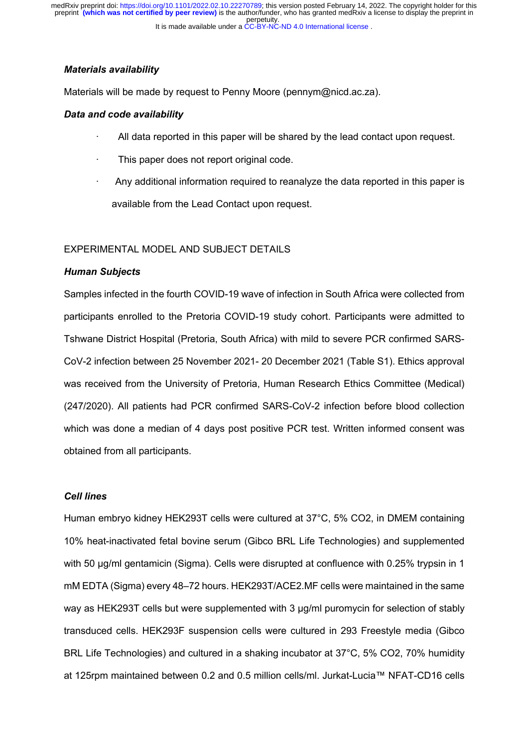***Materials availability***

Materials will be made by request to Penny Moore (pennym@nicd.ac.za).

***Data and code availability***

- All data reported in this paper will be shared by the lead contact upon request.
- This paper does not report original code.
- Any additional information required to reanalyze the data reported in this paper is available from the Lead Contact upon request.

EXPERIMENTAL MODEL AND SUBJECT DETAILS

***Human Subjects***

Samples infected in the fourth COVID-19 wave of infection in South Africa were collected from participants enrolled to the Pretoria COVID-19 study cohort. Participants were admitted to Tshwane District Hospital (Pretoria, South Africa) with mild to severe PCR confirmed SARS-CoV-2 infection between 25 November 2021- 20 December 2021 (Table S1). Ethics approval was received from the University of Pretoria, Human Research Ethics Committee (Medical) (247/2020). All patients had PCR confirmed SARS-CoV-2 infection before blood collection which was done a median of 4 days post positive PCR test. Written informed consent was obtained from all participants.

***Cell lines***

Human embryo kidney HEK293T cells were cultured at 37°C, 5% $CO_2$, in DMEM containing 10% heat-inactivated fetal bovine serum (Gibco BRL Life Technologies) and supplemented with 50 μg/ml gentamicin (Sigma). Cells were disrupted at confluence with 0.25% trypsin in 1 mM EDTA (Sigma) every 48–72 hours. HEK293T/ACE2.MF cells were maintained in the same way as HEK293T cells but were supplemented with 3 μg/ml puromycin for selection of stably transduced cells. HEK293F suspension cells were cultured in 293 Freestyle media (Gibco BRL Life Technologies) and cultured in a shaking incubator at 37°C, 5% $CO_2$, 70% humidity at 125rpm maintained between 0.2 and 0.5 million cells/ml. Jurkat-Lucia™ NFAT-CD16 cells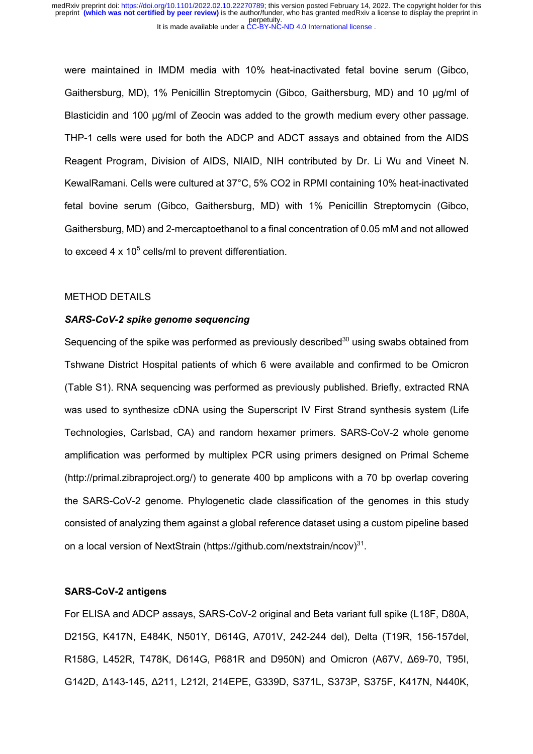were maintained in IMDM media with 10% heat-inactivated fetal bovine serum (Gibco, Gaithersburg, MD), 1% Penicillin Streptomycin (Gibco, Gaithersburg, MD) and 10 µg/ml of Blasticidin and 100 µg/ml of Zeocin was added to the growth medium every other passage. THP-1 cells were used for both the ADCP and ADCT assays and obtained from the AIDS Reagent Program, Division of AIDS, NIAID, NIH contributed by Dr. Li Wu and Vineet N. KewalRamani. Cells were cultured at 37°C, 5% CO2 in RPMI containing 10% heat-inactivated fetal bovine serum (Gibco, Gaithersburg, MD) with 1% Penicillin Streptomycin (Gibco, Gaithersburg, MD) and 2-mercaptoethanol to a final concentration of 0.05 mM and not allowed to exceed 4 x $10^5$ cells/ml to prevent differentiation.

METHOD DETAILS

***SARS-CoV-2 spike genome sequencing***

Sequencing of the spike was performed as previously described[30] using swabs obtained from Tshwane District Hospital patients of which 6 were available and confirmed to be Omicron (Table S1). RNA sequencing was performed as previously published. Briefly, extracted RNA was used to synthesize cDNA using the Superscript IV First Strand synthesis system (Life Technologies, Carlsbad, CA) and random hexamer primers. SARS-CoV-2 whole genome amplification was performed by multiplex PCR using primers designed on Primal Scheme (http://primal.zibraproject.org/) to generate 400 bp amplicons with a 70 bp overlap covering the SARS-CoV-2 genome. Phylogenetic clade classification of the genomes in this study consisted of analyzing them against a global reference dataset using a custom pipeline based on a local version of NextStrain (https://github.com/nextstrain/ncov)[31].

**SARS-CoV-2 antigens**

For ELISA and ADCP assays, SARS-CoV-2 original and Beta variant full spike (L18F, D80A, D215G, K417N, E484K, N501Y, D614G, A701V, 242-244 del), Delta (T19R, 156-157del, R158G, L452R, T478K, D614G, P681R and D950N) and Omicron (A67V, Δ69-70, T95I, G142D, Δ143-145, Δ211, L212I, 214EPE, G339D, S371L, S373P, S375F, K417N, N440K,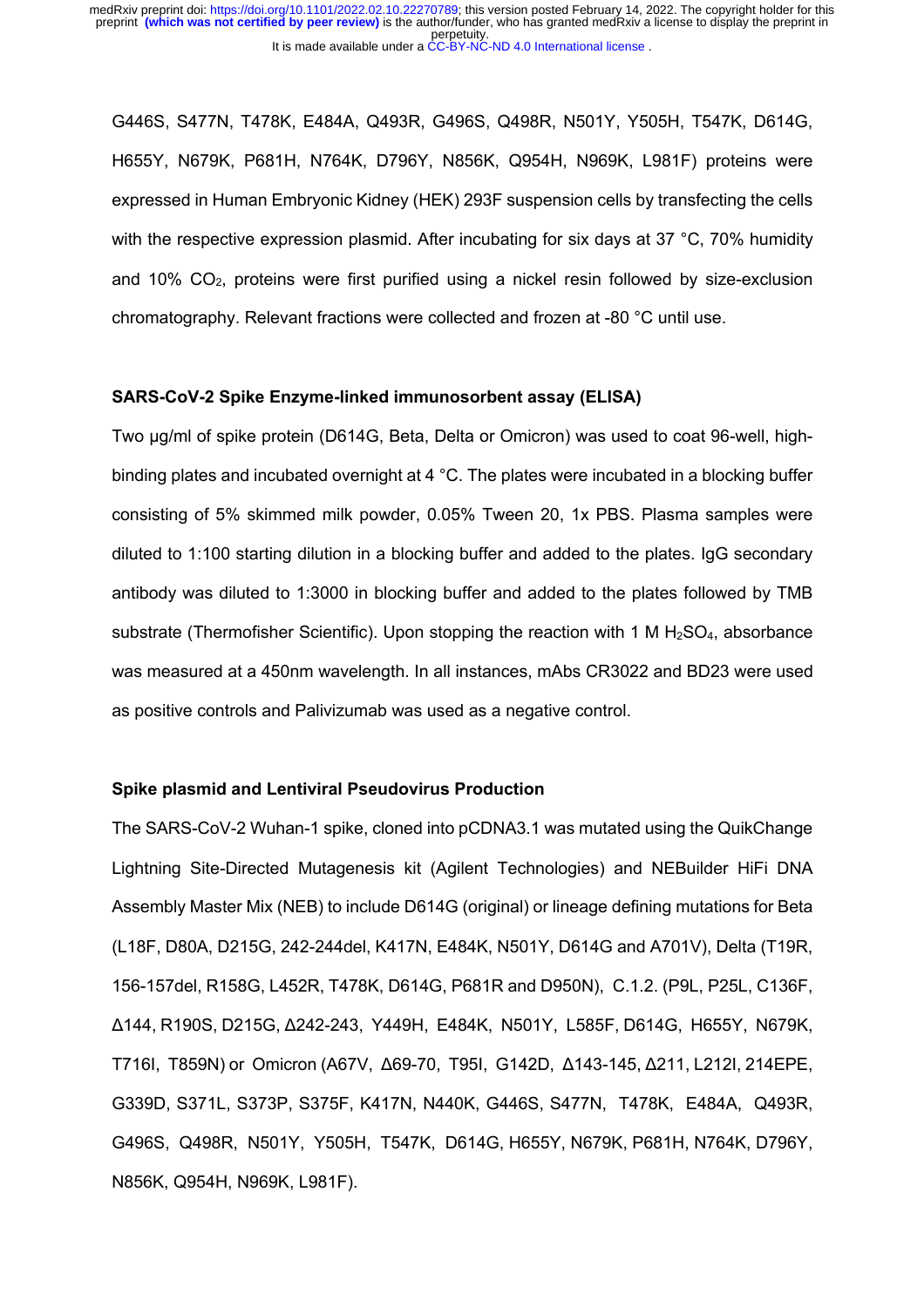G446S, S477N, T478K, E484A, Q493R, G496S, Q498R, N501Y, Y505H, T547K, D614G, H655Y, N679K, P681H, N764K, D796Y, N856K, Q954H, N969K, L981F) proteins were expressed in Human Embryonic Kidney (HEK) 293F suspension cells by transfecting the cells with the respective expression plasmid. After incubating for six days at 37 °C, 70% humidity and 10% $CO_2$, proteins were first purified using a nickel resin followed by size-exclusion chromatography. Relevant fractions were collected and frozen at -80 °C until use.

**SARS-CoV-2 Spike Enzyme-linked immunosorbent assay (ELISA)**

Two µg/ml of spike protein (D614G, Beta, Delta or Omicron) was used to coat 96-well, high-binding plates and incubated overnight at 4 °C. The plates were incubated in a blocking buffer consisting of 5% skimmed milk powder, 0.05% Tween 20, 1x PBS. Plasma samples were diluted to 1:100 starting dilution in a blocking buffer and added to the plates. IgG secondary antibody was diluted to 1:3000 in blocking buffer and added to the plates followed by TMB substrate (Thermofisher Scientific). Upon stopping the reaction with 1 M $H_2SO_4$, absorbance was measured at a 450nm wavelength. In all instances, mAbs CR3022 and BD23 were used as positive controls and Palivizumab was used as a negative control.

**Spike plasmid and Lentiviral Pseudovirus Production**

The SARS-CoV-2 Wuhan-1 spike, cloned into pCDNA3.1 was mutated using the QuikChange Lightning Site-Directed Mutagenesis kit (Agilent Technologies) and NEBuilder HiFi DNA Assembly Master Mix (NEB) to include D614G (original) or lineage defining mutations for Beta (L18F, D80A, D215G, 242-244del, K417N, E484K, N501Y, D614G and A701V), Delta (T19R, 156-157del, R158G, L452R, T478K, D614G, P681R and D950N), C.1.2. (P9L, P25L, C136F, Δ144, R190S, D215G, Δ242-243, Y449H, E484K, N501Y, L585F, D614G, H655Y, N679K, T716I, T859N) or Omicron (A67V, Δ69-70, T95I, G142D, Δ143-145, Δ211, L212I, 214EPE, G339D, S371L, S373P, S375F, K417N, N440K, G446S, S477N, T478K, E484A, Q493R, G496S, Q498R, N501Y, Y505H, T547K, D614G, H655Y, N679K, P681H, N764K, D796Y, N856K, Q954H, N969K, L981F).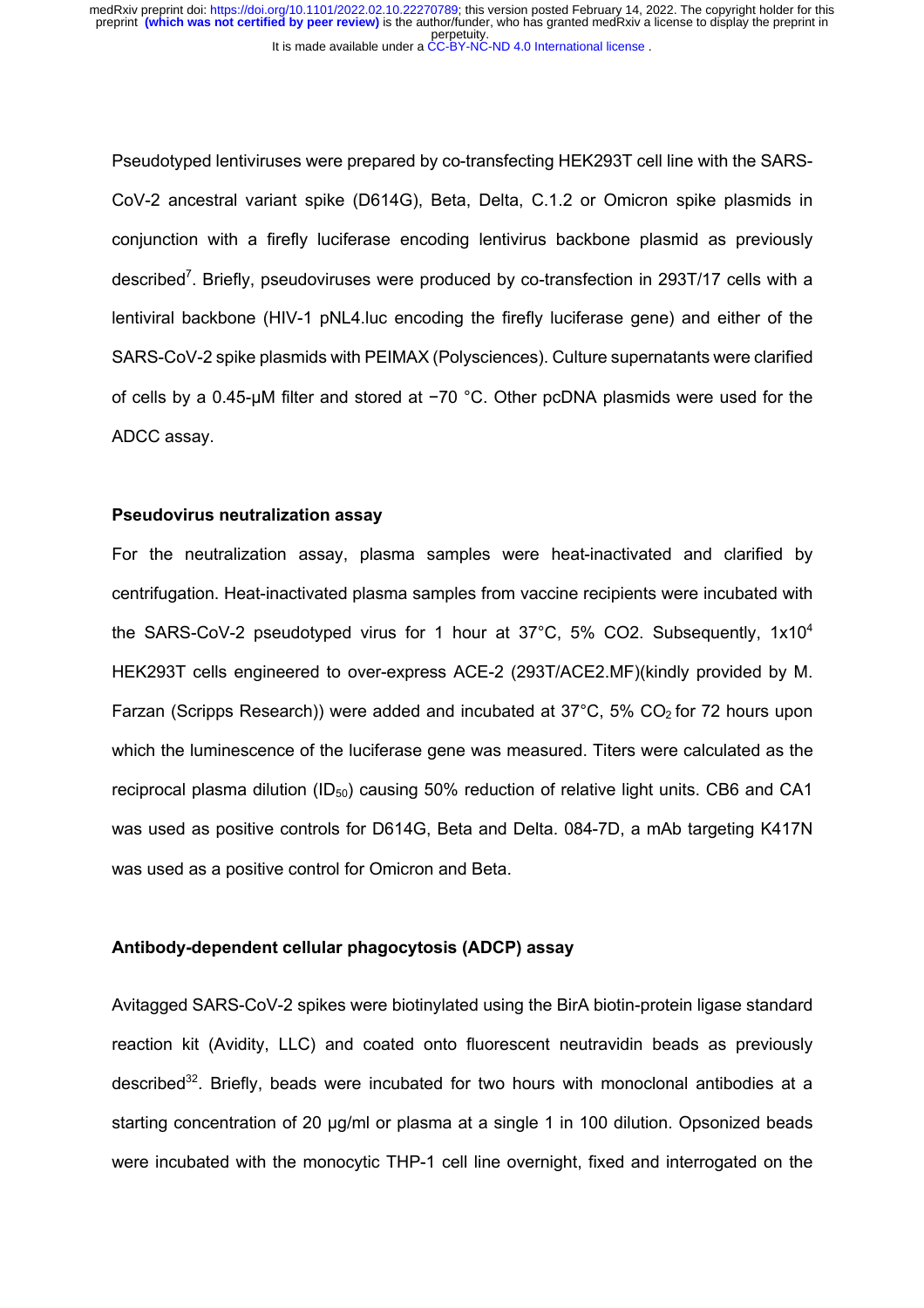Pseudotyped lentiviruses were prepared by co-transfecting HEK293T cell line with the SARS-CoV-2 ancestral variant spike (D614G), Beta, Delta, C.1.2 or Omicron spike plasmids in conjunction with a firefly luciferase encoding lentivirus backbone plasmid as previously described[7]. Briefly, pseudoviruses were produced by co-transfection in 293T/17 cells with a lentiviral backbone (HIV-1 pNL4.luc encoding the firefly luciferase gene) and either of the SARS-CoV-2 spike plasmids with PEIMAX (Polysciences). Culture supernatants were clarified of cells by a 0.45-μM filter and stored at −70 °C. Other pcDNA plasmids were used for the ADCC assay.

### Pseudovirus neutralization assay

For the neutralization assay, plasma samples were heat-inactivated and clarified by centrifugation. Heat-inactivated plasma samples from vaccine recipients were incubated with the SARS-CoV-2 pseudotyped virus for 1 hour at 37°C, 5% CO2. Subsequently, $1x10^4$ HEK293T cells engineered to over-express ACE-2 (293T/ACE2.MF)(kindly provided by M. Farzan (Scripps Research)) were added and incubated at 37°C, 5% $CO_2$ for 72 hours upon which the luminescence of the luciferase gene was measured. Titers were calculated as the reciprocal plasma dilution ($ID_{50}$) causing 50% reduction of relative light units. CB6 and CA1 was used as positive controls for D614G, Beta and Delta. 084-7D, a mAb targeting K417N was used as a positive control for Omicron and Beta.

### Antibody-dependent cellular phagocytosis (ADCP) assay

Avitagged SARS-CoV-2 spikes were biotinylated using the BirA biotin-protein ligase standard reaction kit (Avidity, LLC) and coated onto fluorescent neutravidin beads as previously described[32]. Briefly, beads were incubated for two hours with monoclonal antibodies at a starting concentration of 20 μg/ml or plasma at a single 1 in 100 dilution. Opsonized beads were incubated with the monocytic THP-1 cell line overnight, fixed and interrogated on the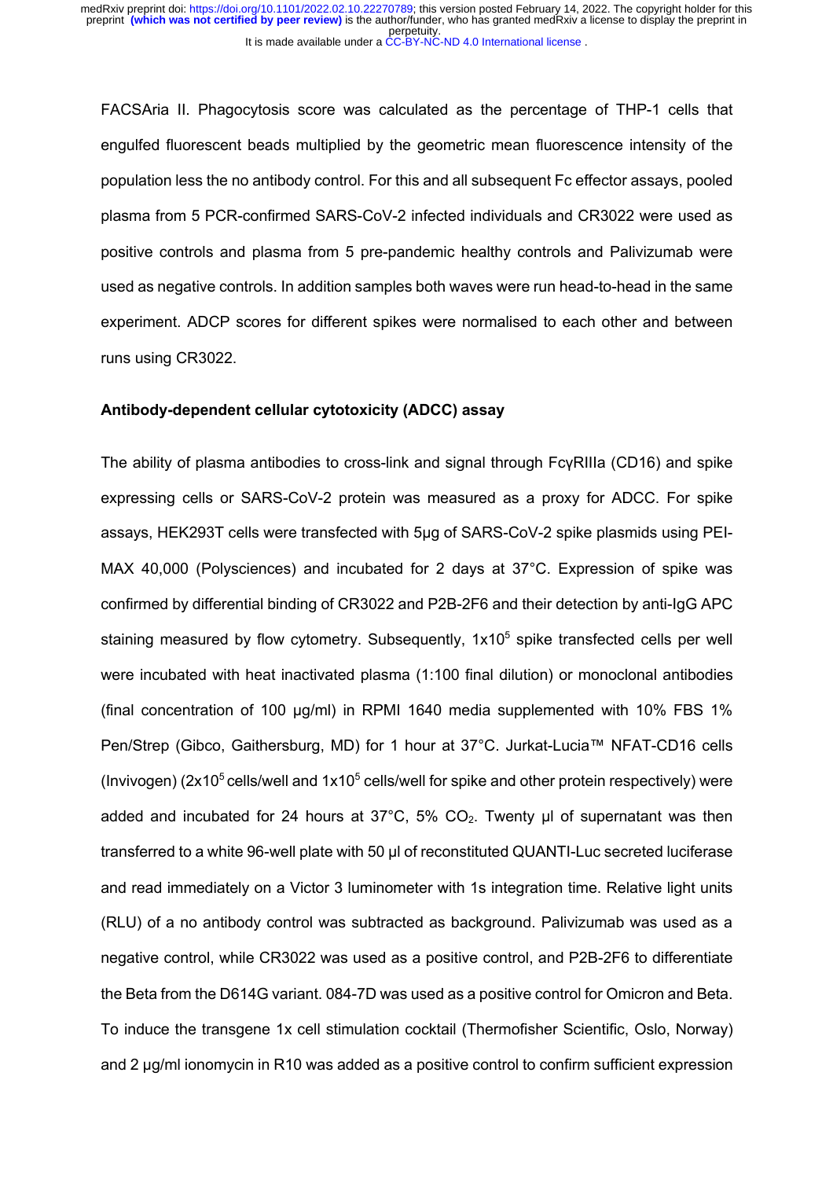FACSAria II. Phagocytosis score was calculated as the percentage of THP-1 cells that engulfed fluorescent beads multiplied by the geometric mean fluorescence intensity of the population less the no antibody control. For this and all subsequent Fc effector assays, pooled plasma from 5 PCR-confirmed SARS-CoV-2 infected individuals and CR3022 were used as positive controls and plasma from 5 pre-pandemic healthy controls and Palivizumab were used as negative controls. In addition samples both waves were run head-to-head in the same experiment. ADCP scores for different spikes were normalised to each other and between runs using CR3022.

**Antibody-dependent cellular cytotoxicity (ADCC) assay**

The ability of plasma antibodies to cross-link and signal through FcγRIIIa (CD16) and spike expressing cells or SARS-CoV-2 protein was measured as a proxy for ADCC. For spike assays, HEK293T cells were transfected with 5µg of SARS-CoV-2 spike plasmids using PEI-MAX 40,000 (Polysciences) and incubated for 2 days at 37°C. Expression of spike was confirmed by differential binding of CR3022 and P2B-2F6 and their detection by anti-IgG APC staining measured by flow cytometry. Subsequently, $1 \times 10^5$ spike transfected cells per well were incubated with heat inactivated plasma (1:100 final dilution) or monoclonal antibodies (final concentration of 100 µg/ml) in RPMI 1640 media supplemented with 10% FBS 1% Pen/Strep (Gibco, Gaithersburg, MD) for 1 hour at 37°C. Jurkat-Lucia™ NFAT-CD16 cells (Invivogen) ($2 \times 10^5$ cells/well and $1 \times 10^5$ cells/well for spike and other protein respectively) were added and incubated for 24 hours at 37°C, 5% $CO_2$. Twenty µl of supernatant was then transferred to a white 96-well plate with 50 µl of reconstituted QUANTI-Luc secreted luciferase and read immediately on a Victor 3 luminometer with 1s integration time. Relative light units (RLU) of a no antibody control was subtracted as background. Palivizumab was used as a negative control, while CR3022 was used as a positive control, and P2B-2F6 to differentiate the Beta from the D614G variant. 084-7D was used as a positive control for Omicron and Beta. To induce the transgene 1x cell stimulation cocktail (Thermofisher Scientific, Oslo, Norway) and 2 µg/ml ionomycin in R10 was added as a positive control to confirm sufficient expression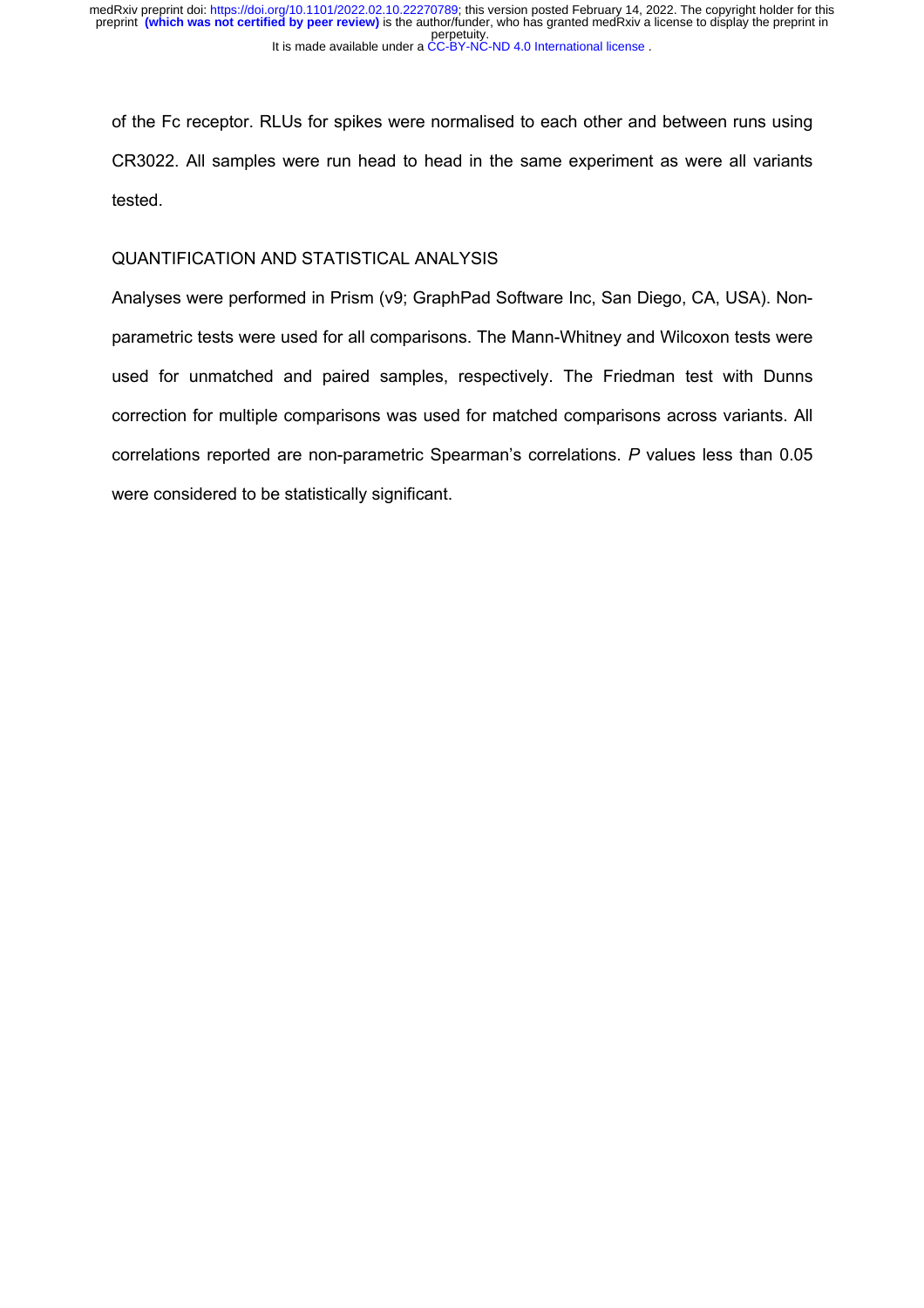of the Fc receptor. RLUs for spikes were normalised to each other and between runs using CR3022. All samples were run head to head in the same experiment as were all variants tested.

## QUANTIFICATION AND STATISTICAL ANALYSIS

Analyses were performed in Prism (v9; GraphPad Software Inc, San Diego, CA, USA). Non-parametric tests were used for all comparisons. The Mann-Whitney and Wilcoxon tests were used for unmatched and paired samples, respectively. The Friedman test with Dunns correction for multiple comparisons was used for matched comparisons across variants. All correlations reported are non-parametric Spearman's correlations. *P* values less than 0.05 were considered to be statistically significant.